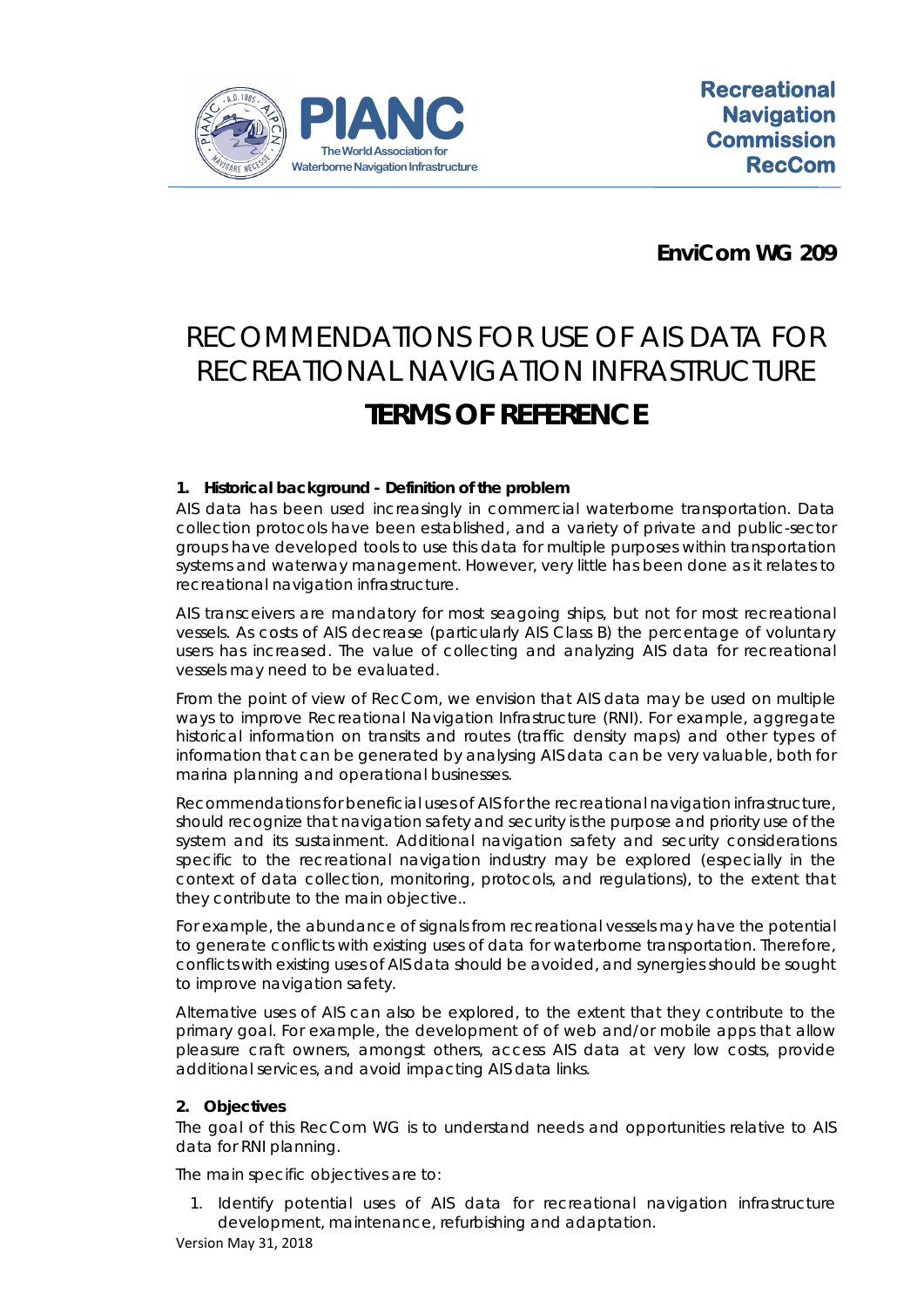**Recreational Navigation Commission RecCom**

**EnviCom WG 209**

# RECOMMENDATIONS FOR USE OF AIS DATA FOR RECREATIONAL NAVIGATION INFRASTRUCTURE

# TERMS OF REFERENCE

### 1. Historical background - Definition of the problem

AIS data has been used increasingly in commercial waterborne transportation. Data collection protocols have been established, and a variety of private and public-sector groups have developed tools to use this data for multiple purposes within transportation systems and waterway management. However, very little has been done as it relates to recreational navigation infrastructure.

AIS transceivers are mandatory for most seagoing ships, but not for most recreational vessels. As costs of AIS decrease (particularly AIS Class B) the percentage of voluntary users has increased. The value of collecting and analyzing AIS data for recreational vessels may need to be evaluated.

From the point of view of RecCom, we envision that AIS data may be used on multiple ways to improve Recreational Navigation Infrastructure (RNI). For example, aggregate historical information on transits and routes (traffic density maps) and other types of information that can be generated by analysing AIS data can be very valuable, both for marina planning and operational businesses.

Recommendations for beneficial uses of AIS for the recreational navigation infrastructure, should recognize that navigation safety and security is the purpose and priority use of the system and its sustainment. Additional navigation safety and security considerations specific to the recreational navigation industry may be explored (especially in the context of data collection, monitoring, protocols, and regulations), to the extent that they contribute to the main objective..

For example, the abundance of signals from recreational vessels may have the potential to generate conflicts with existing uses of data for waterborne transportation. Therefore, conflicts with existing uses of AIS data should be avoided, and synergies should be sought to improve navigation safety.

Alternative uses of AIS can also be explored, to the extent that they contribute to the primary goal. For example, the development of of web and/or mobile apps that allow pleasure craft owners, amongst others, access AIS data at very low costs, provide additional services, and avoid impacting AIS data links.

### 2. Objectives

The goal of this RecCom WG is to understand needs and opportunities relative to AIS data for RNI planning.

The main specific objectives are to:

1. Identify potential uses of AIS data for recreational navigation infrastructure development, maintenance, refurbishing and adaptation.

Version May 31, 2018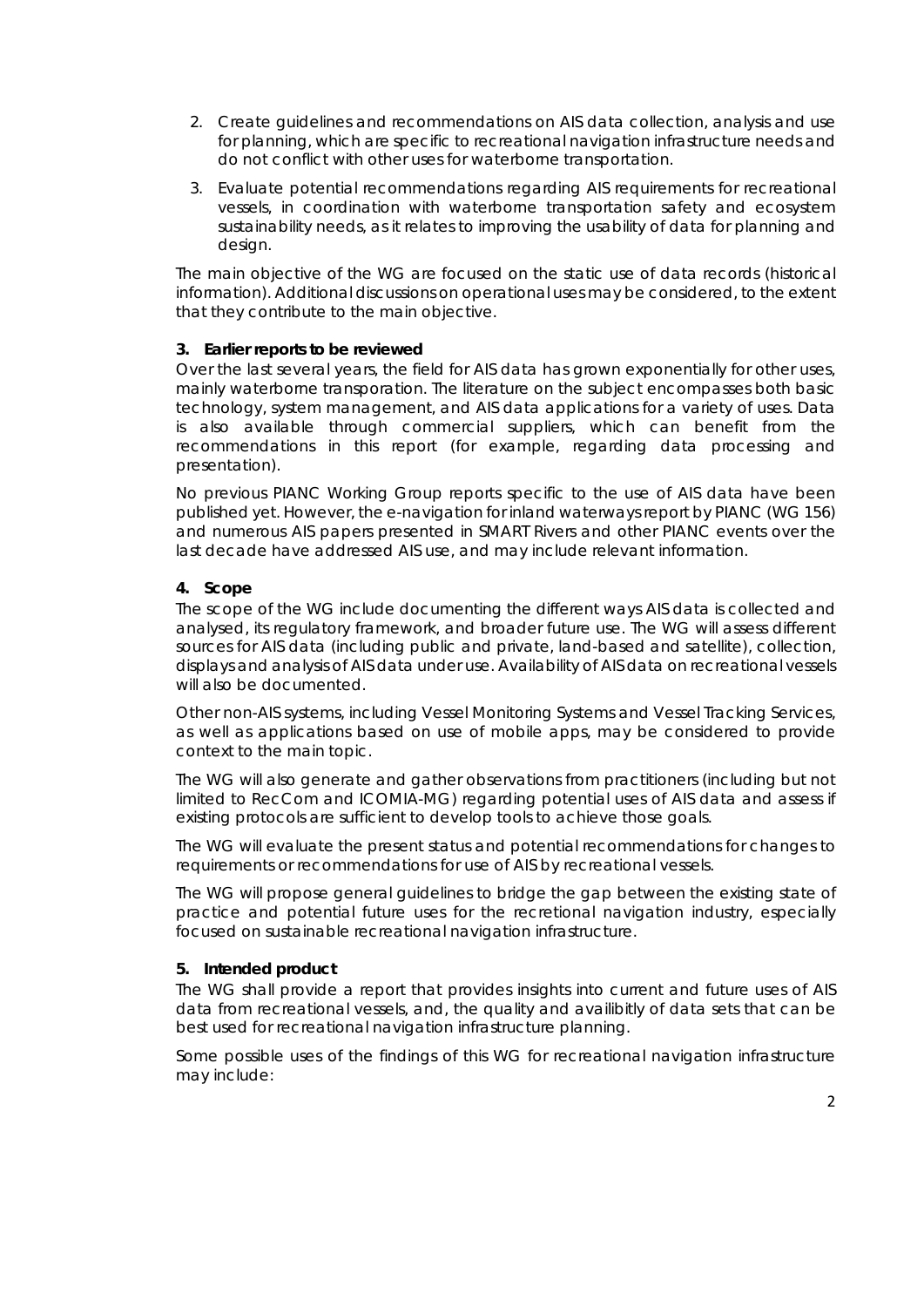2. Create guidelines and recommendations on AIS data collection, analysis and use for planning, which are specific to recreational navigation infrastructure needs and do not conflict with other uses for waterborne transportation.
3. Evaluate potential recommendations regarding AIS requirements for recreational vessels, in coordination with waterborne transportation safety and ecosystem sustainability needs, as it relates to improving the usability of data for planning and design.

The main objective of the WG are focused on the static use of data records (historical information). Additional discussions on operational uses may be considered, to the extent that they contribute to the main objective.

### 3. Earlier reports to be reviewed

Over the last several years, the field for AIS data has grown exponentially for other uses, mainly waterborne transporation. The literature on the subject encompasses both basic technology, system management, and AIS data applications for a variety of uses. Data is also available through commercial suppliers, which can benefit from the recommendations in this report (for example, regarding data processing and presentation).

No previous PIANC Working Group reports specific to the use of AIS data have been published yet. However, the e-navigation for inland waterways report by PIANC (WG 156) and numerous AIS papers presented in SMART Rivers and other PIANC events over the last decade have addressed AIS use, and may include relevant information.

### 4. Scope

The scope of the WG include documenting the different ways AIS data is collected and analysed, its regulatory framework, and broader future use. The WG will assess different sources for AIS data (including public and private, land-based and satellite), collection, displays and analysis of AIS data under use. Availability of AIS data on recreational vessels will also be documented.

Other non-AIS systems, including Vessel Monitoring Systems and Vessel Tracking Services, as well as applications based on use of mobile apps, may be considered to provide context to the main topic.

The WG will also generate and gather observations from practitioners (including but not limited to RecCom and ICOMIA-MG) regarding potential uses of AIS data and assess if existing protocols are sufficient to develop tools to achieve those goals.

The WG will evaluate the present status and potential recommendations for changes to requirements or recommendations for use of AIS by recreational vessels.

The WG will propose general guidelines to bridge the gap between the existing state of practice and potential future uses for the recretional navigation industry, especially focused on sustainable recreational navigation infrastructure.

### 5. Intended product

The WG shall provide a report that provides insights into current and future uses of AIS data from recreational vessels, and, the quality and availibitly of data sets that can be best used for recreational navigation infrastructure planning.

Some possible uses of the findings of this WG for recreational navigation infrastructure may include: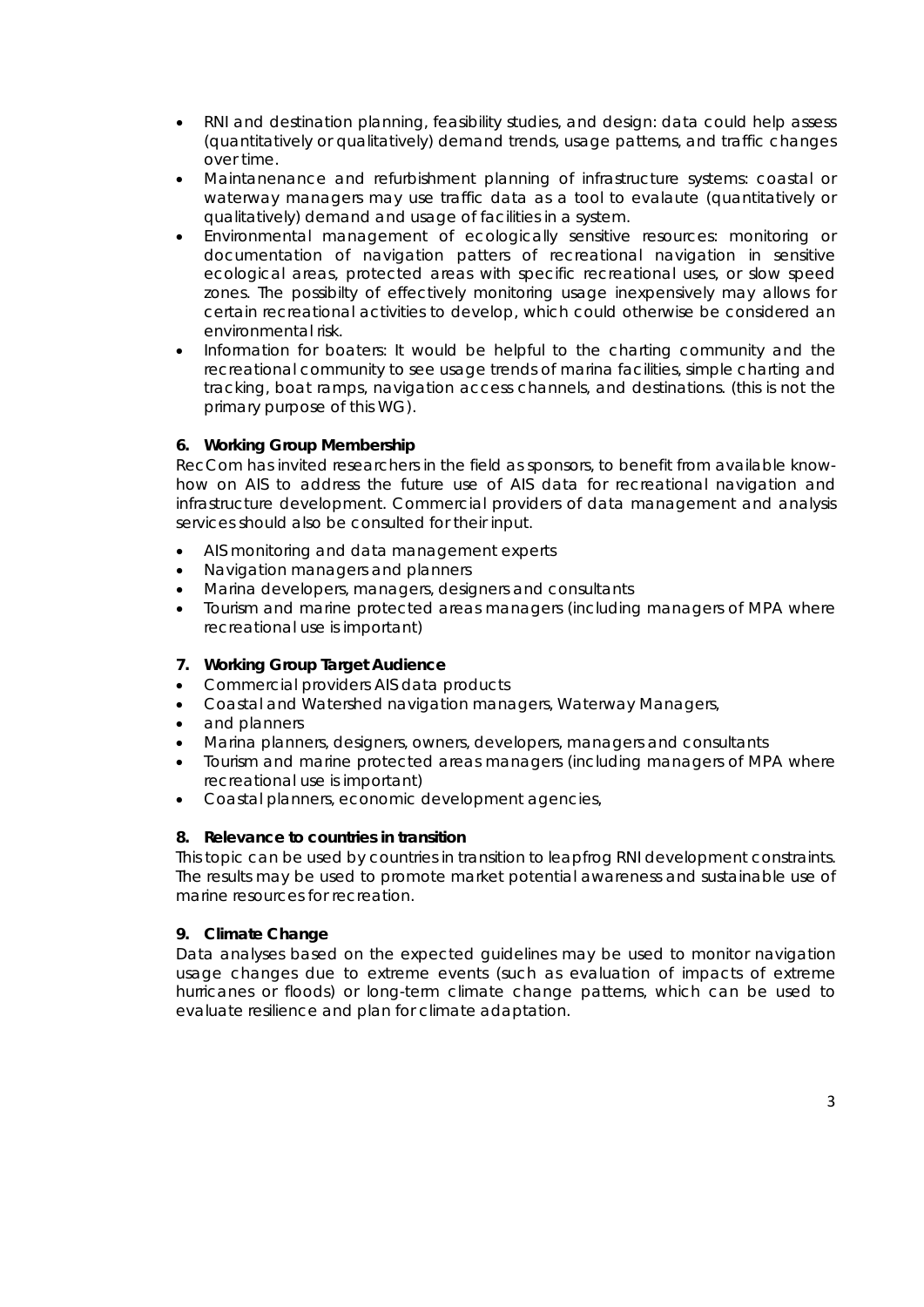- RNI and destination planning, feasibility studies, and design: data could help assess (quantitatively or qualitatively) demand trends, usage patterns, and traffic changes over time.
- Maintanenance and refurbishment planning of infrastructure systems: coastal or waterway managers may use traffic data as a tool to evalaute (quantitatively or qualitatively) demand and usage of facilities in a system.
- Environmental management of ecologically sensitive resources: monitoring or documentation of navigation patters of recreational navigation in sensitive ecological areas, protected areas with specific recreational uses, or slow speed zones. The possibilty of effectively monitoring usage inexpensively may allows for certain recreational activities to develop, which could otherwise be considered an environmental risk.
- Information for boaters: It would be helpful to the charting community and the recreational community to see usage trends of marina facilities, simple charting and tracking, boat ramps, navigation access channels, and destinations. (this is not the primary purpose of this WG).

### 6. Working Group Membership

RecCom has invited researchers in the field as sponsors, to benefit from available know-how on AIS to address the future use of AIS data for recreational navigation and infrastructure development. Commercial providers of data management and analysis services should also be consulted for their input.

- AIS monitoring and data management experts
- Navigation managers and planners
- Marina developers, managers, designers and consultants
- Tourism and marine protected areas managers (including managers of MPA where recreational use is important)

### 7. Working Group Target Audience

- Commercial providers AIS data products
- Coastal and Watershed navigation managers, Waterway Managers,
- and planners
- Marina planners, designers, owners, developers, managers and consultants
- Tourism and marine protected areas managers (including managers of MPA where recreational use is important)
- Coastal planners, economic development agencies,

### 8. Relevance to countries in transition

This topic can be used by countries in transition to leapfrog RNI development constraints. The results may be used to promote market potential awareness and sustainable use of marine resources for recreation.

### 9. Climate Change

Data analyses based on the expected guidelines may be used to monitor navigation usage changes due to extreme events (such as evaluation of impacts of extreme hurricanes or floods) or long-term climate change patterns, which can be used to evaluate resilience and plan for climate adaptation.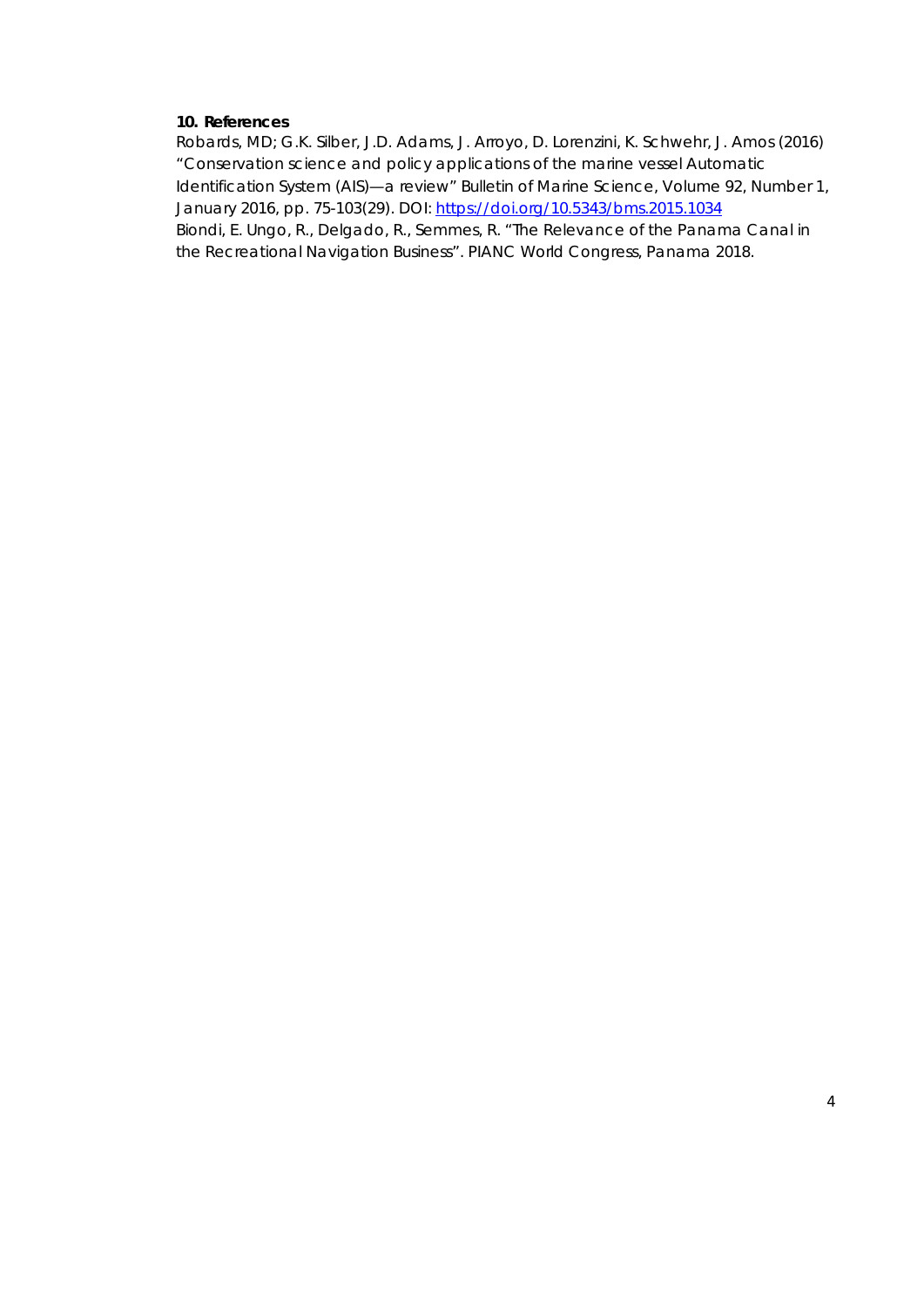## 10. References

Robards, MD; G.K. Silber, J.D. Adams, J. Arroyo, D. Lorenzini, K. Schwehr, J. Amos (2016) "Conservation science and policy applications of the marine vessel Automatic Identification System (AIS)—a review" Bulletin of Marine Science, Volume 92, Number 1, January 2016, pp. 75-103(29). DOI: [https://doi.org/10.5343/bms.2015.1034](https://doi.org/10.5343/bms.2015.1034)

Biondi, E. Ungo, R., Delgado, R., Semmes, R. "The Relevance of the Panama Canal in the Recreational Navigation Business". PIANC World Congress, Panama 2018.